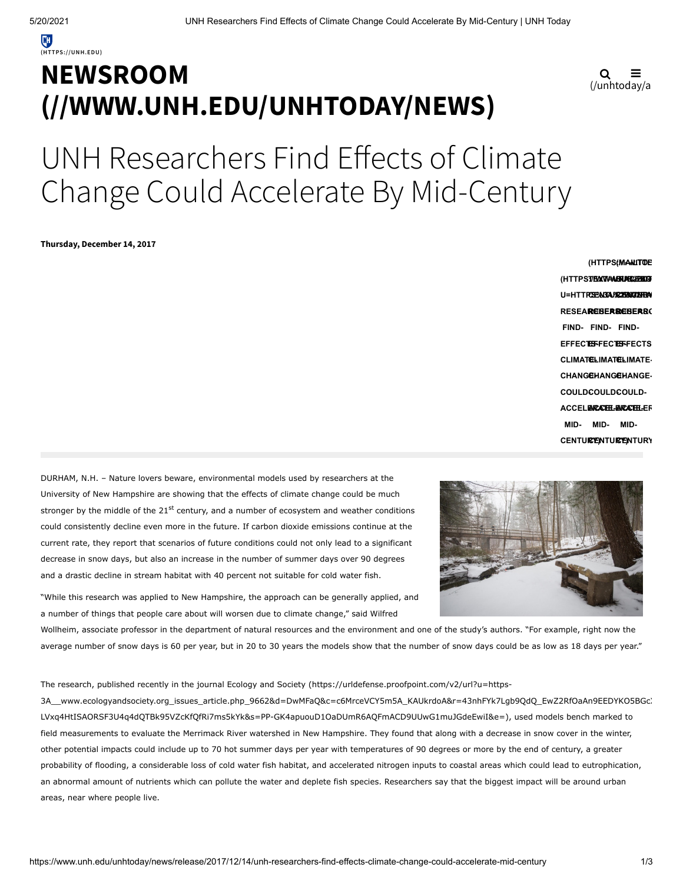# NEWSROOM (//WWW.UNH.EDU/UNHTODAY/NEWS)

# UNH Researchers Find Effects of Climate Change Could Accelerate By Mid-Century

**Thursday, December 14, 2017**

DURHAM, N.H. – Nature lovers beware, environmental models used by researchers at the University of New Hampshire are showing that the effects of climate change could be much stronger by the middle of the 21st century, and a number of ecosystem and weather conditions could consistently decline even more in the future. If carbon dioxide emissions continue at the current rate, they report that scenarios of future conditions could not only lead to a significant decrease in snow days, but also an increase in the number of summer days over 90 degrees and a drastic decline in stream habitat with 40 percent not suitable for cold water fish.

"While this research was applied to New Hampshire, the approach can be generally applied, and a number of things that people care about will worsen due to climate change," said Wilfred Wollheim, associate professor in the department of natural resources and the environment and one of the study's authors. "For example, right now the average number of snow days is 60 per year, but in 20 to 30 years the models show that the number of snow days could be as low as 18 days per year."

The research, published recently in the journal Ecology and Society (https://urldefense.proofpoint.com/v2/url?u=https-3A__www.ecologyandsociety.org_issues_article.php_9662&d=DwMFaQ&c=c6MrceVCY5m5A_KAUkrdoA&r=43nhFYk7Lgb9QdQ_EwZ2RfOaAn9EEDYKO5BGc LVxq4HtISAORSF3U4q4dQTBk95VZcKfQfRi7ms5kYk&s=PP-GK4apuouD1OaDUmR6AQFmACD9UUwG1muJGdeEwiI&e=), used models bench marked to field measurements to evaluate the Merrimack River watershed in New Hampshire. They found that along with a decrease in snow cover in the winter, other potential impacts could include up to 70 hot summer days per year with temperatures of 90 degrees or more by the end of century, a greater probability of flooding, a considerable loss of cold water fish habitat, and accelerated nitrogen inputs to coastal areas which could lead to eutrophication, an abnormal amount of nutrients which can pollute the water and deplete fish species. Researchers say that the biggest impact will be around urban areas, near where people live.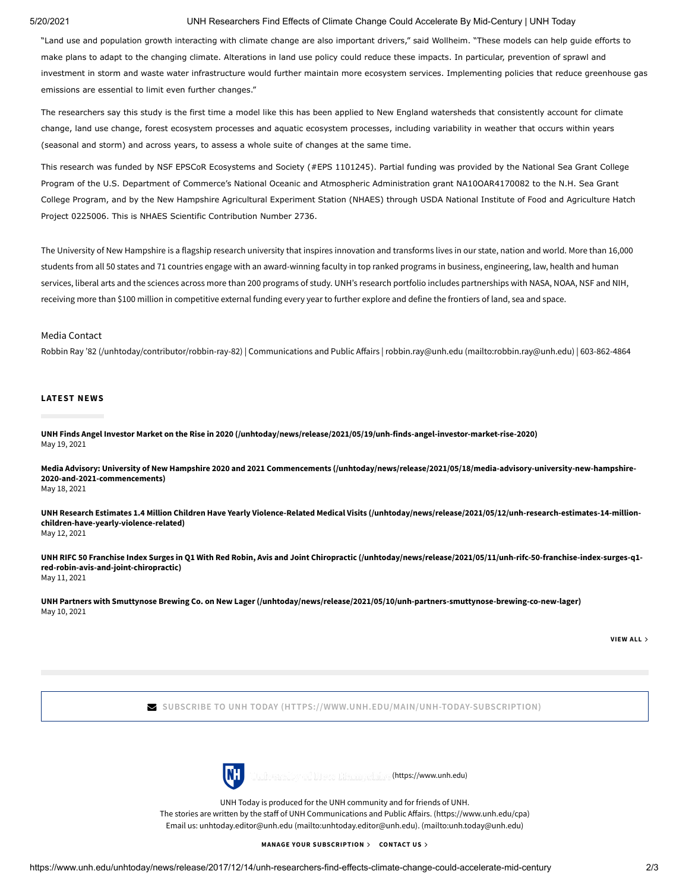"Land use and population growth interacting with climate change are also important drivers," said Wollheim. "These models can help guide efforts to make plans to adapt to the changing climate. Alterations in land use policy could reduce these impacts. In particular, prevention of sprawl and investment in storm and waste water infrastructure would further maintain more ecosystem services. Implementing policies that reduce greenhouse gas emissions are essential to limit even further changes."

The researchers say this study is the first time a model like this has been applied to New England watersheds that consistently account for climate change, land use change, forest ecosystem processes and aquatic ecosystem processes, including variability in weather that occurs within years (seasonal and storm) and across years, to assess a whole suite of changes at the same time.

This research was funded by NSF EPSCoR Ecosystems and Society (#EPS 1101245). Partial funding was provided by the National Sea Grant College Program of the U.S. Department of Commerce's National Oceanic and Atmospheric Administration grant NA10OAR4170082 to the N.H. Sea Grant College Program, and by the New Hampshire Agricultural Experiment Station (NHAES) through USDA National Institute of Food and Agriculture Hatch Project 0225006. This is NHAES Scientific Contribution Number 2736.

The University of New Hampshire is a flagship research university that inspires innovation and transforms lives in our state, nation and world. More than 16,000 students from all 50 states and 71 countries engage with an award-winning faculty in top ranked programs in business, engineering, law, health and human services, liberal arts and the sciences across more than 200 programs of study. UNH's research portfolio includes partnerships with NASA, NOAA, NSF and NIH, receiving more than $100 million in competitive external funding every year to further explore and define the frontiers of land, sea and space.

Media Contact

Robbin Ray '82 (/unhtoday/contributor/robbin-ray-82) | Communications and Public Affairs | robbin.ray@unh.edu (mailto:robbin.ray@unh.edu) | 603-862-4864

## LATEST NEWS

**UNH Finds Angel Investor Market on the Rise in 2020 (/unhtoday/news/release/2021/05/19/unh-finds-angel-investor-market-rise-2020)**
May 19, 2021

**Media Advisory: University of New Hampshire 2020 and 2021 Commencements (/unhtoday/news/release/2021/05/18/media-advisory-university-new-hampshire-2020-and-2021-commencements)**
May 18, 2021

**UNH Research Estimates 1.4 Million Children Have Yearly Violence-Related Medical Visits (/unhtoday/news/release/2021/05/12/unh-research-estimates-14-million-children-have-yearly-violence-related)**
May 12, 2021

**UNH RIFC 50 Franchise Index Surges in Q1 With Red Robin, Avis and Joint Chiropractic (/unhtoday/news/release/2021/05/11/unh-rifc-50-franchise-index-surges-q1-red-robin-avis-and-joint-chiropractic)**
May 11, 2021

**UNH Partners with Smuttynose Brewing Co. on New Lager (/unhtoday/news/release/2021/05/10/unh-partners-smuttynose-brewing-co-new-lager)**
May 10, 2021

**VIEW ALL >**

SUBSCRIBE TO UNH TODAY (HTTPS://WWW.UNH.EDU/MAIN/UNH-TODAY-SUBSCRIPTION)

University of New Hampshire (https://www.unh.edu)

UNH Today is produced for the UNH community and for friends of UNH.
The stories are written by the staff of UNH Communications and Public Affairs. (https://www.unh.edu/cpa)
Email us: unhtoday.editor@unh.edu (mailto:unhtoday.editor@unh.edu). (mailto:unh.today@unh.edu)

**MANAGE YOUR SUBSCRIPTION >** **CONTACT US >**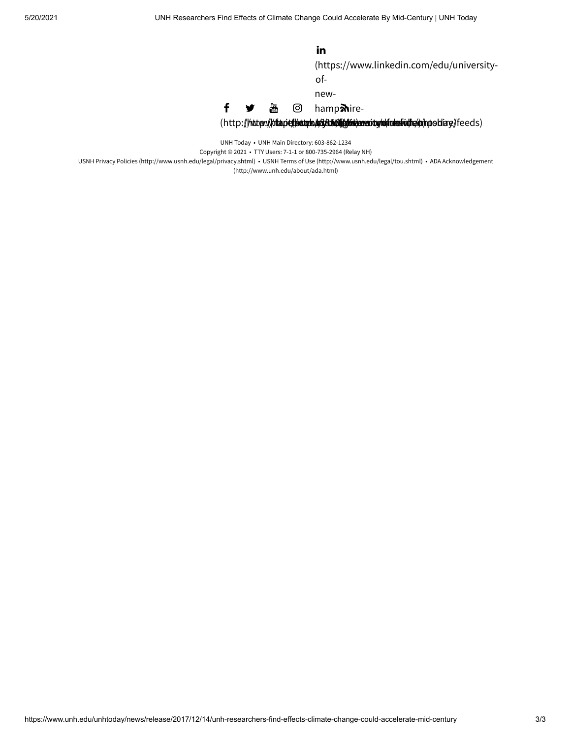(https://www.linkedin.com/edu/university-of-new-hampshire-

(http://www.facebook.com/...) (http://twitter.com/...) (http://www.youtube.com/...) (http://instagram.com/...) (https://www.unh.edu/unhtoday/feeds)

UNH Today • UNH Main Directory: 603-862-1234

Copyright © 2021 • TTY Users: 7-1-1 or 800-735-2964 (Relay NH)

USNH Privacy Policies (http://www.usnh.edu/legal/privacy.shtml) • USNH Terms of Use (http://www.usnh.edu/legal/tou.shtml) • ADA Acknowledgement (http://www.unh.edu/about/ada.html)